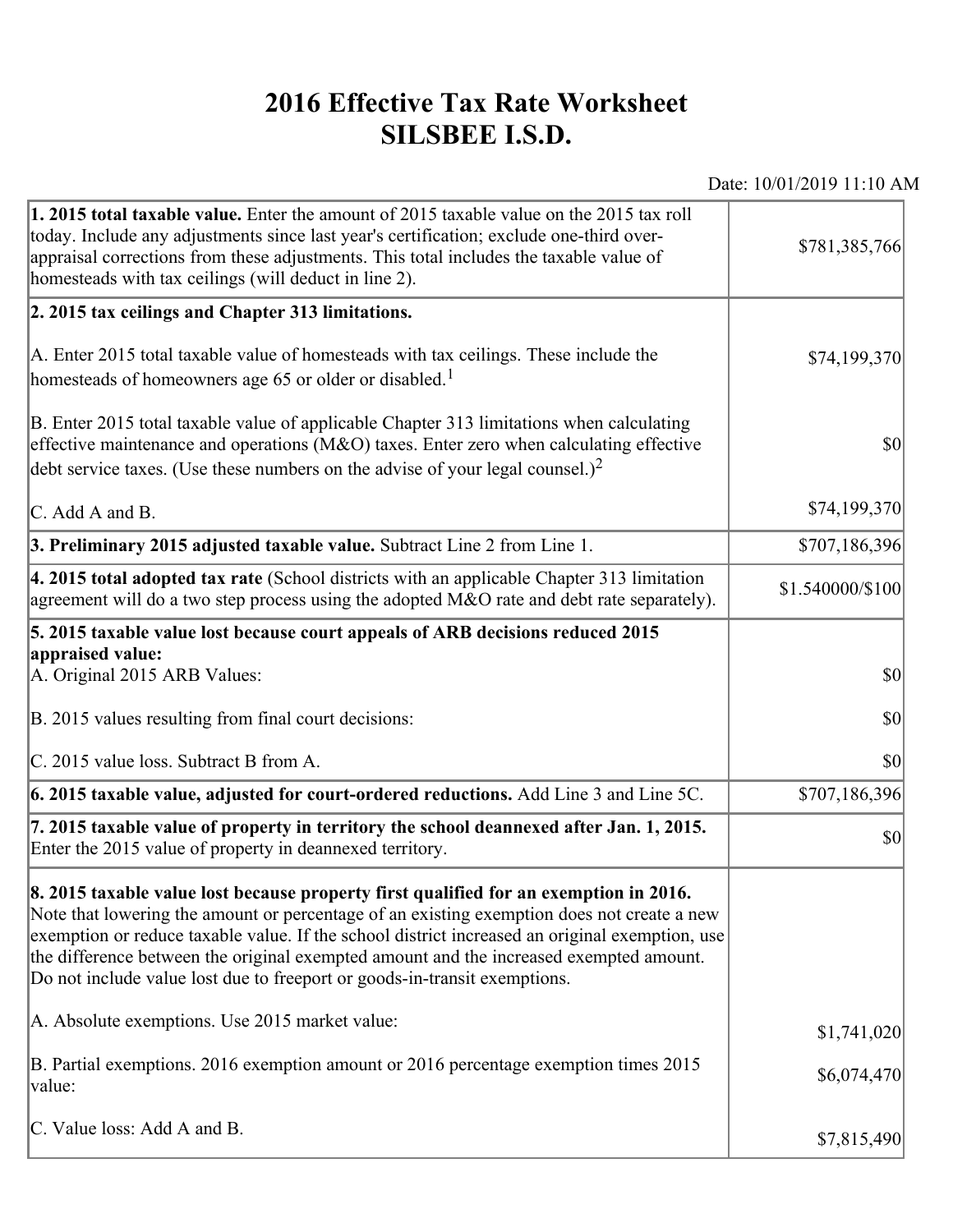# 2016 Effective Tax Rate Worksheet
# SILSBEE I.S.D.

Date: 10/01/2019 11:10 AM

| | |
|---|---|
| **1. 2015 total taxable value.** Enter the amount of 2015 taxable value on the 2015 tax roll today. Include any adjustments since last year's certification; exclude one-third over-appraisal corrections from these adjustments. This total includes the taxable value of homesteads with tax ceilings (will deduct in line 2). | $781,385,766 |
| **2. 2015 tax ceilings and Chapter 313 limitations.** | |
| A. Enter 2015 total taxable value of homesteads with tax ceilings. These include the homesteads of homeowners age 65 or older or disabled.[1] | $74,199,370 |
| B. Enter 2015 total taxable value of applicable Chapter 313 limitations when calculating effective maintenance and operations (M&O) taxes. Enter zero when calculating effective debt service taxes. (Use these numbers on the advise of your legal counsel.)[2] | $0 |
| C. Add A and B. | $74,199,370 |
| **3. Preliminary 2015 adjusted taxable value.** Subtract Line 2 from Line 1. | $707,186,396 |
| **4. 2015 total adopted tax rate** (School districts with an applicable Chapter 313 limitation agreement will do a two step process using the adopted M&O rate and debt rate separately). | $1.540000/$100 |
| **5. 2015 taxable value lost because court appeals of ARB decisions reduced 2015 appraised value:** | |
| A. Original 2015 ARB Values: | $0 |
| B. 2015 values resulting from final court decisions: | $0 |
| C. 2015 value loss. Subtract B from A. | $0 |
| **6. 2015 taxable value, adjusted for court-ordered reductions.** Add Line 3 and Line 5C. | $707,186,396 |
| **7. 2015 taxable value of property in territory the school deannexed after Jan. 1, 2015.** Enter the 2015 value of property in deannexed territory. | $0 |
| **8. 2015 taxable value lost because property first qualified for an exemption in 2016.** Note that lowering the amount or percentage of an existing exemption does not create a new exemption or reduce taxable value. If the school district increased an original exemption, use the difference between the original exempted amount and the increased exempted amount. Do not include value lost due to freeport or goods-in-transit exemptions. | |
| A. Absolute exemptions. Use 2015 market value: | $1,741,020 |
| B. Partial exemptions. 2016 exemption amount or 2016 percentage exemption times 2015 value: | $6,074,470 |
| C. Value loss: Add A and B. | $7,815,490 |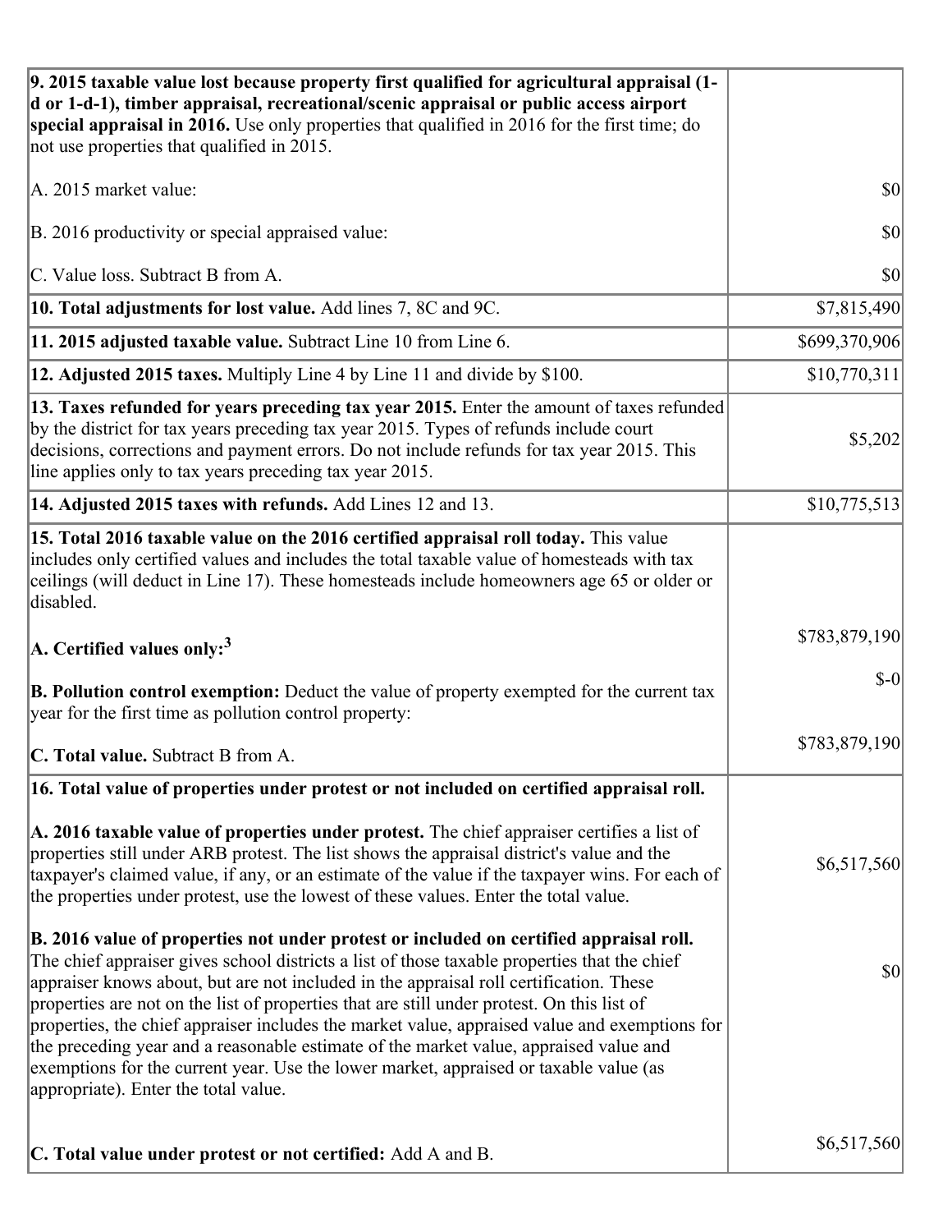| | |
|---|---|
| **9. 2015 taxable value lost because property first qualified for agricultural appraisal (1-d or 1-d-1), timber appraisal, recreational/scenic appraisal or public access airport special appraisal in 2016.** Use only properties that qualified in 2016 for the first time; do not use properties that qualified in 2015.<br><br>A. 2015 market value:<br><br>B. 2016 productivity or special appraised value:<br><br>C. Value loss. Subtract B from A. | <br><br><br><br>$0<br><br>$0<br><br>$0 |
| **10. Total adjustments for lost value.** Add lines 7, 8C and 9C. | $7,815,490 |
| **11. 2015 adjusted taxable value.** Subtract Line 10 from Line 6. | $699,370,906 |
| **12. Adjusted 2015 taxes.** Multiply Line 4 by Line 11 and divide by $100. | $10,770,311 |
| **13. Taxes refunded for years preceding tax year 2015.** Enter the amount of taxes refunded by the district for tax years preceding tax year 2015. Types of refunds include court decisions, corrections and payment errors. Do not include refunds for tax year 2015. This line applies only to tax years preceding tax year 2015. | $5,202 |
| **14. Adjusted 2015 taxes with refunds.** Add Lines 12 and 13. | $10,775,513 |
| **15. Total 2016 taxable value on the 2016 certified appraisal roll today.** This value includes only certified values and includes the total taxable value of homesteads with tax ceilings (will deduct in Line 17). These homesteads include homeowners age 65 or older or disabled.<br><br>**A. Certified values only:**[3]<br><br>**B. Pollution control exemption:** Deduct the value of property exempted for the current tax year for the first time as pollution control property:<br><br>**C. Total value.** Subtract B from A. | <br><br><br><br>$783,879,190<br><br>$-0<br><br>$783,879,190 |
| **16. Total value of properties under protest or not included on certified appraisal roll.**<br><br>**A. 2016 taxable value of properties under protest.** The chief appraiser certifies a list of properties still under ARB protest. The list shows the appraisal district's value and the taxpayer's claimed value, if any, or an estimate of the value if the taxpayer wins. For each of the properties under protest, use the lowest of these values. Enter the total value.<br><br>**B. 2016 value of properties not under protest or included on certified appraisal roll.** The chief appraiser gives school districts a list of those taxable properties that the chief appraiser knows about, but are not included in the appraisal roll certification. These properties are not on the list of properties that are still under protest. On this list of properties, the chief appraiser includes the market value, appraised value and exemptions for the preceding year and a reasonable estimate of the market value, appraised value and exemptions for the current year. Use the lower market, appraised or taxable value (as appropriate). Enter the total value.<br><br>**C. Total value under protest or not certified:** Add A and B. | <br><br>$6,517,560<br><br>$0<br><br>$6,517,560 |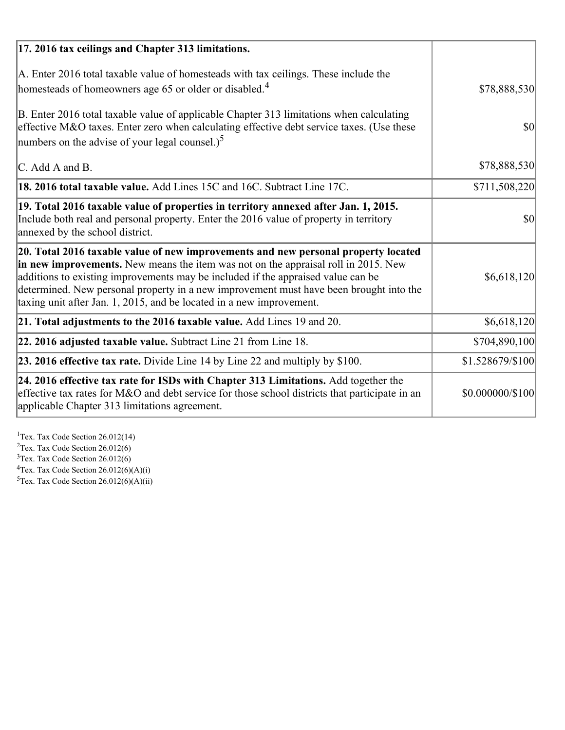| | |
|---|---|
| **17. 2016 tax ceilings and Chapter 313 limitations.** | |
| A. Enter 2016 total taxable value of homesteads with tax ceilings. These include the homesteads of homeowners age 65 or older or disabled.[4] | \$78,888,530 |
| B. Enter 2016 total taxable value of applicable Chapter 313 limitations when calculating effective M&O taxes. Enter zero when calculating effective debt service taxes. (Use these numbers on the advise of your legal counsel.)[5] | \$0 |
| C. Add A and B. | \$78,888,530 |
| **18. 2016 total taxable value.** Add Lines 15C and 16C. Subtract Line 17C. | \$711,508,220 |
| **19. Total 2016 taxable value of properties in territory annexed after Jan. 1, 2015.** Include both real and personal property. Enter the 2016 value of property in territory annexed by the school district. | \$0 |
| **20. Total 2016 taxable value of new improvements and new personal property located in new improvements.** New means the item was not on the appraisal roll in 2015. New additions to existing improvements may be included if the appraised value can be determined. New personal property in a new improvement must have been brought into the taxing unit after Jan. 1, 2015, and be located in a new improvement. | \$6,618,120 |
| **21. Total adjustments to the 2016 taxable value.** Add Lines 19 and 20. | \$6,618,120 |
| **22. 2016 adjusted taxable value.** Subtract Line 21 from Line 18. | \$704,890,100 |
| **23. 2016 effective tax rate.** Divide Line 14 by Line 22 and multiply by \$100. | \$1.528679/\$100 |
| **24. 2016 effective tax rate for ISDs with Chapter 313 Limitations.** Add together the effective tax rates for M&O and debt service for those school districts that participate in an applicable Chapter 313 limitations agreement. | \$0.000000/\$100 |

[1]Tex. Tax Code Section 26.012(14)
[2]Tex. Tax Code Section 26.012(6)
[3]Tex. Tax Code Section 26.012(6)
[4]Tex. Tax Code Section 26.012(6)(A)(i)
[5]Tex. Tax Code Section 26.012(6)(A)(ii)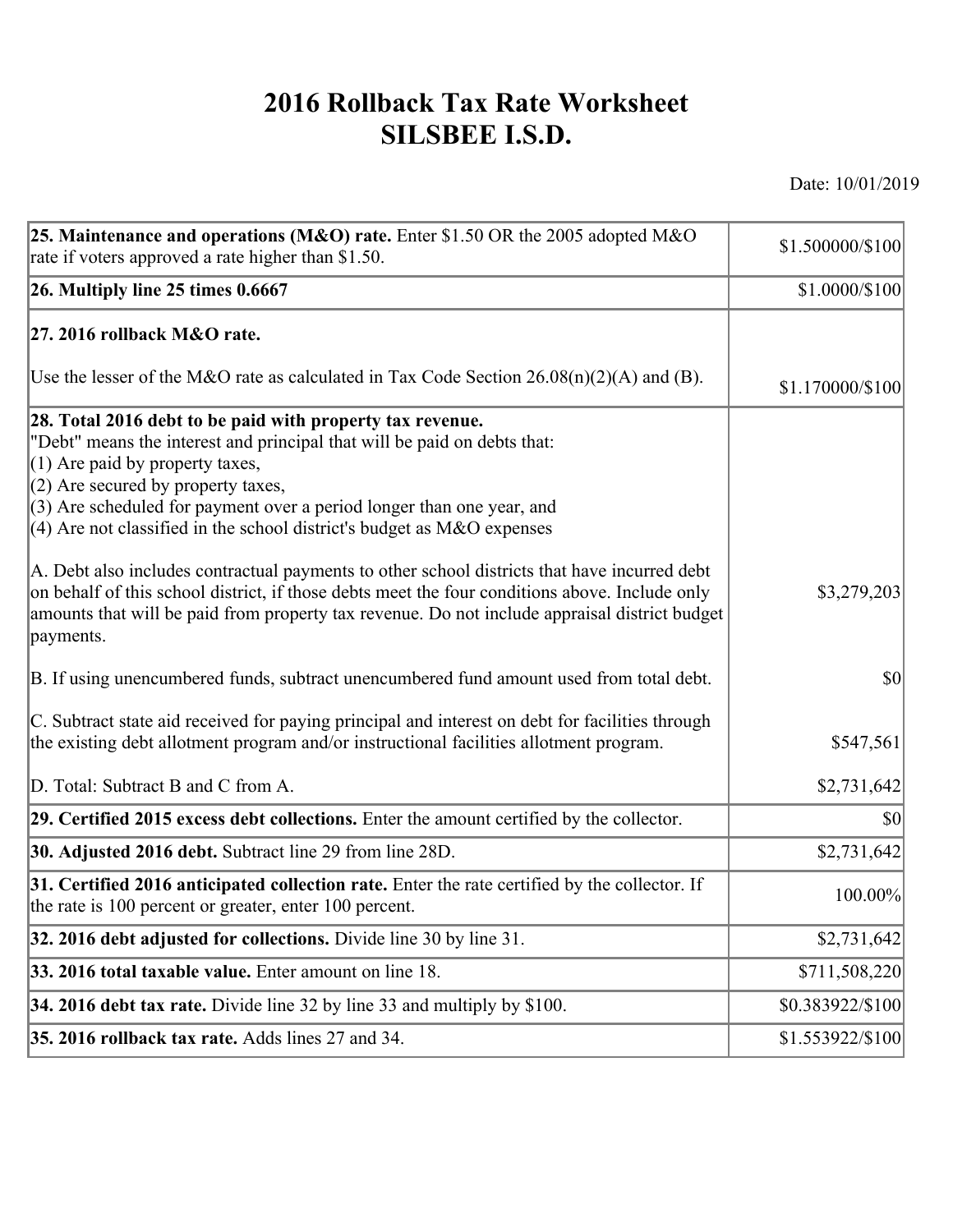# 2016 Rollback Tax Rate Worksheet
# SILSBEE I.S.D.

Date: 10/01/2019

| | |
|---|---|
| **25. Maintenance and operations (M&O) rate.** Enter $1.50 OR the 2005 adopted M&O rate if voters approved a rate higher than $1.50. | $1.500000/$100 |
| **26. Multiply line 25 times 0.6667** | $1.0000/$100 |
| **27. 2016 rollback M&O rate.**<br><br>Use the lesser of the M&O rate as calculated in Tax Code Section 26.08(n)(2)(A) and (B). | $1.170000/$100 |
| **28. Total 2016 debt to be paid with property tax revenue.**<br>"Debt" means the interest and principal that will be paid on debts that:<br>(1) Are paid by property taxes,<br>(2) Are secured by property taxes,<br>(3) Are scheduled for payment over a period longer than one year, and<br>(4) Are not classified in the school district's budget as M&O expenses<br><br>A. Debt also includes contractual payments to other school districts that have incurred debt on behalf of this school district, if those debts meet the four conditions above. Include only amounts that will be paid from property tax revenue. Do not include appraisal district budget payments. | $3,279,203 |
| B. If using unencumbered funds, subtract unencumbered fund amount used from total debt. | $0 |
| C. Subtract state aid received for paying principal and interest on debt for facilities through the existing debt allotment program and/or instructional facilities allotment program. | $547,561 |
| D. Total: Subtract B and C from A. | $2,731,642 |
| **29. Certified 2015 excess debt collections.** Enter the amount certified by the collector. | $0 |
| **30. Adjusted 2016 debt.** Subtract line 29 from line 28D. | $2,731,642 |
| **31. Certified 2016 anticipated collection rate.** Enter the rate certified by the collector. If the rate is 100 percent or greater, enter 100 percent. | 100.00% |
| **32. 2016 debt adjusted for collections.** Divide line 30 by line 31. | $2,731,642 |
| **33. 2016 total taxable value.** Enter amount on line 18. | $711,508,220 |
| **34. 2016 debt tax rate.** Divide line 32 by line 33 and multiply by $100. | $0.383922/$100 |
| **35. 2016 rollback tax rate.** Adds lines 27 and 34. | $1.553922/$100 |